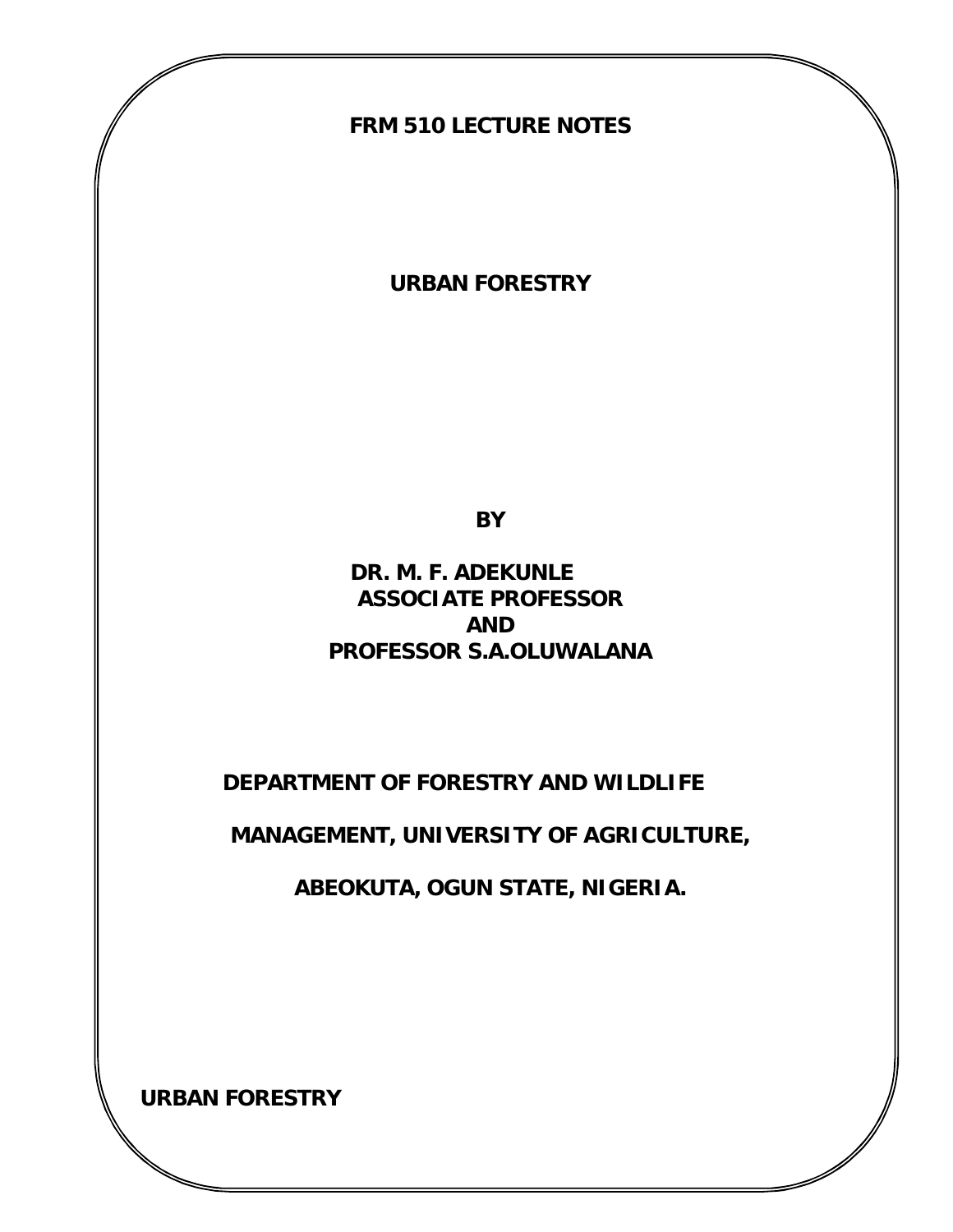**FRM 510 LECTURE NOTES**

# URBAN FORESTRY

**BY**

**DR. M. F. ADEKUNLE**
**ASSOCIATE PROFESSOR**
**AND**
**PROFESSOR S.A.OLUWALANA**

**DEPARTMENT OF FORESTRY AND WILDLIFE MANAGEMENT, UNIVERSITY OF AGRICULTURE, ABEOKUTA, OGUN STATE, NIGERIA.**

## URBAN FORESTRY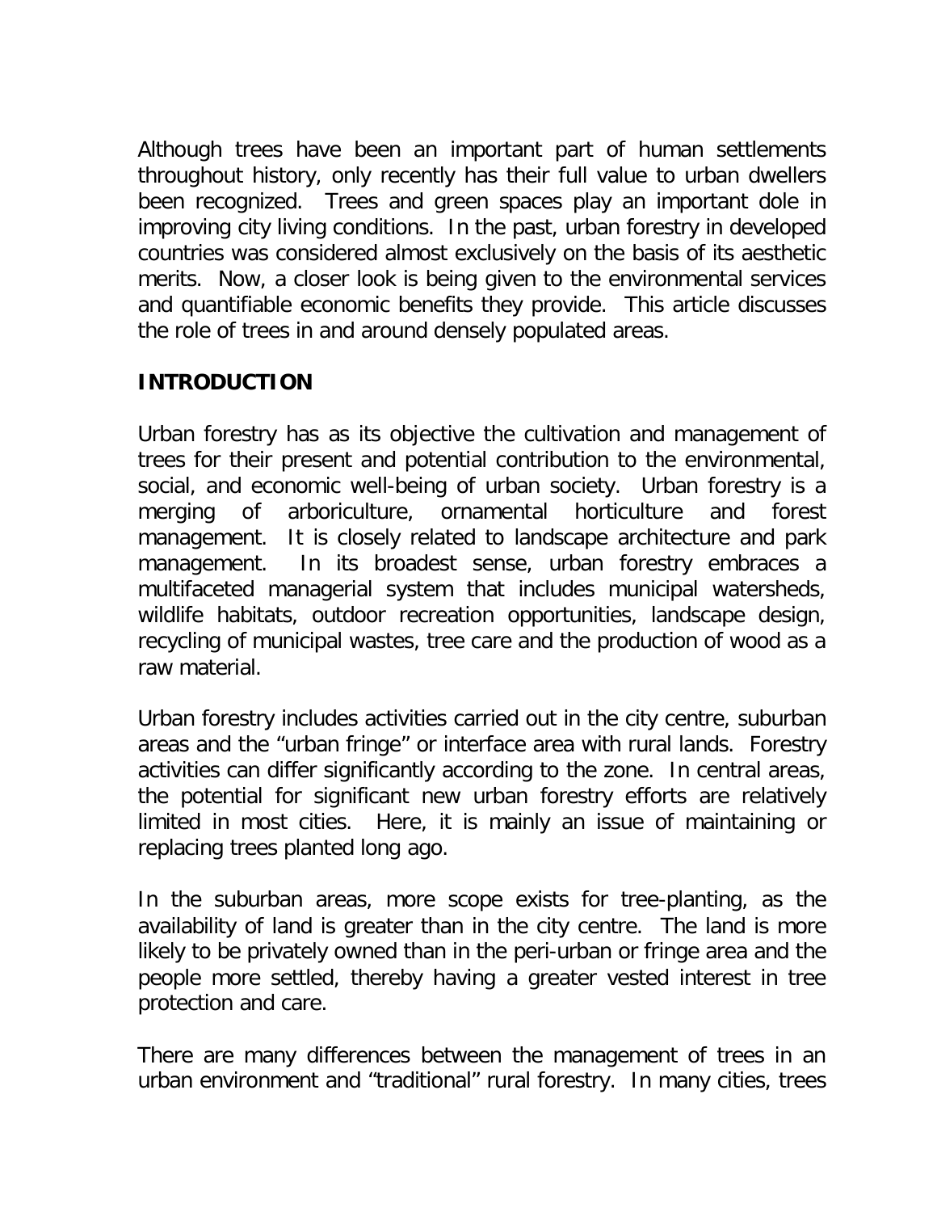Although trees have been an important part of human settlements throughout history, only recently has their full value to urban dwellers been recognized. Trees and green spaces play an important dole in improving city living conditions. In the past, urban forestry in developed countries was considered almost exclusively on the basis of its aesthetic merits. Now, a closer look is being given to the environmental services and quantifiable economic benefits they provide. This article discusses the role of trees in and around densely populated areas.

## INTRODUCTION

Urban forestry has as its objective the cultivation and management of trees for their present and potential contribution to the environmental, social, and economic well-being of urban society. Urban forestry is a merging of arboriculture, ornamental horticulture and forest management. It is closely related to landscape architecture and park management. In its broadest sense, urban forestry embraces a multifaceted managerial system that includes municipal watersheds, wildlife habitats, outdoor recreation opportunities, landscape design, recycling of municipal wastes, tree care and the production of wood as a raw material.

Urban forestry includes activities carried out in the city centre, suburban areas and the "urban fringe" or interface area with rural lands. Forestry activities can differ significantly according to the zone. In central areas, the potential for significant new urban forestry efforts are relatively limited in most cities. Here, it is mainly an issue of maintaining or replacing trees planted long ago.

In the suburban areas, more scope exists for tree-planting, as the availability of land is greater than in the city centre. The land is more likely to be privately owned than in the peri-urban or fringe area and the people more settled, thereby having a greater vested interest in tree protection and care.

There are many differences between the management of trees in an urban environment and "traditional" rural forestry. In many cities, trees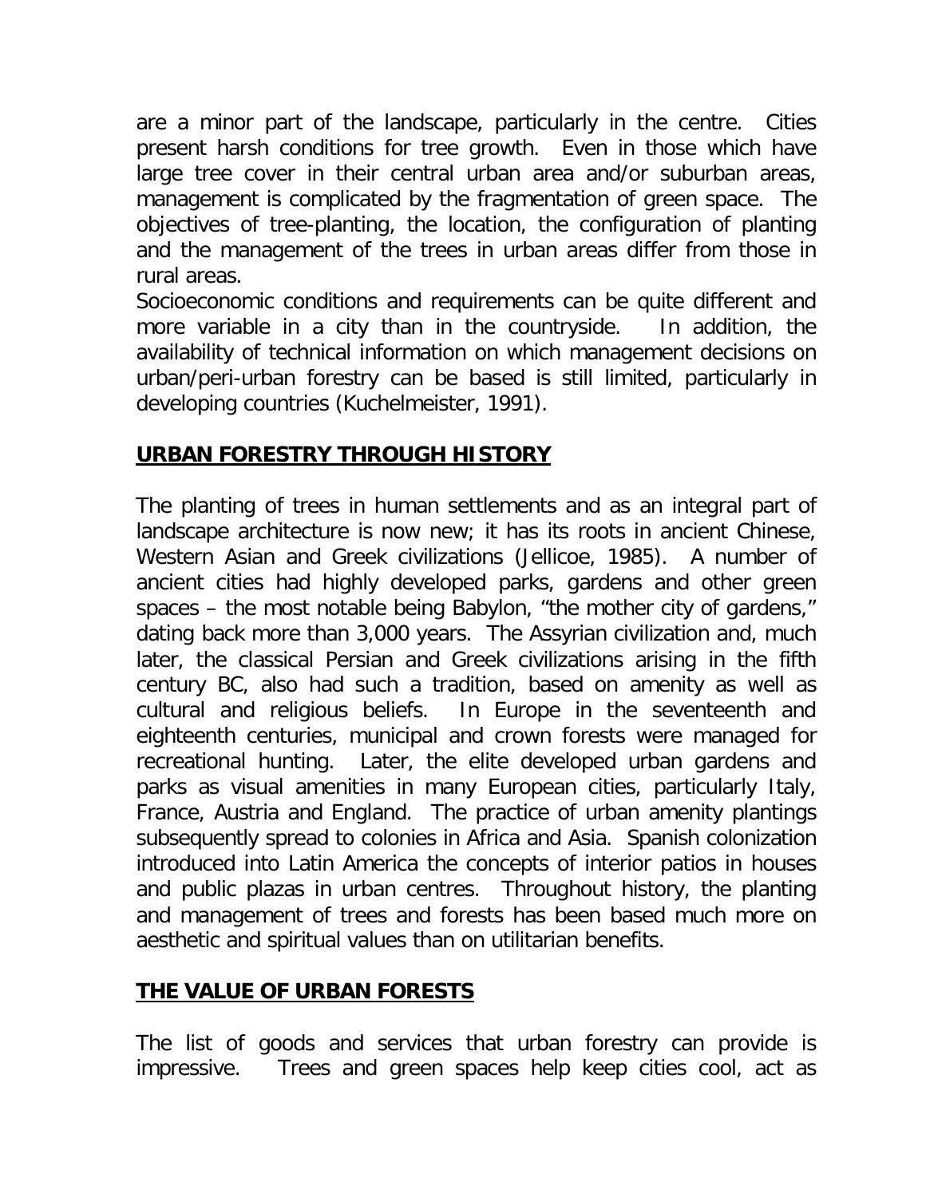are a minor part of the landscape, particularly in the centre. Cities present harsh conditions for tree growth. Even in those which have large tree cover in their central urban area and/or suburban areas, management is complicated by the fragmentation of green space. The objectives of tree-planting, the location, the configuration of planting and the management of the trees in urban areas differ from those in rural areas.

Socioeconomic conditions and requirements can be quite different and more variable in a city than in the countryside. In addition, the availability of technical information on which management decisions on urban/peri-urban forestry can be based is still limited, particularly in developing countries (Kuchelmeister, 1991).

## URBAN FORESTRY THROUGH HISTORY

The planting of trees in human settlements and as an integral part of landscape architecture is now new; it has its roots in ancient Chinese, Western Asian and Greek civilizations (Jellicoe, 1985). A number of ancient cities had highly developed parks, gardens and other green spaces – the most notable being Babylon, "the mother city of gardens," dating back more than 3,000 years. The Assyrian civilization and, much later, the classical Persian and Greek civilizations arising in the fifth century BC, also had such a tradition, based on amenity as well as cultural and religious beliefs. In Europe in the seventeenth and eighteenth centuries, municipal and crown forests were managed for recreational hunting. Later, the elite developed urban gardens and parks as visual amenities in many European cities, particularly Italy, France, Austria and England. The practice of urban amenity plantings subsequently spread to colonies in Africa and Asia. Spanish colonization introduced into Latin America the concepts of interior patios in houses and public plazas in urban centres. Throughout history, the planting and management of trees and forests has been based much more on aesthetic and spiritual values than on utilitarian benefits.

## THE VALUE OF URBAN FORESTS

The list of goods and services that urban forestry can provide is impressive. Trees and green spaces help keep cities cool, act as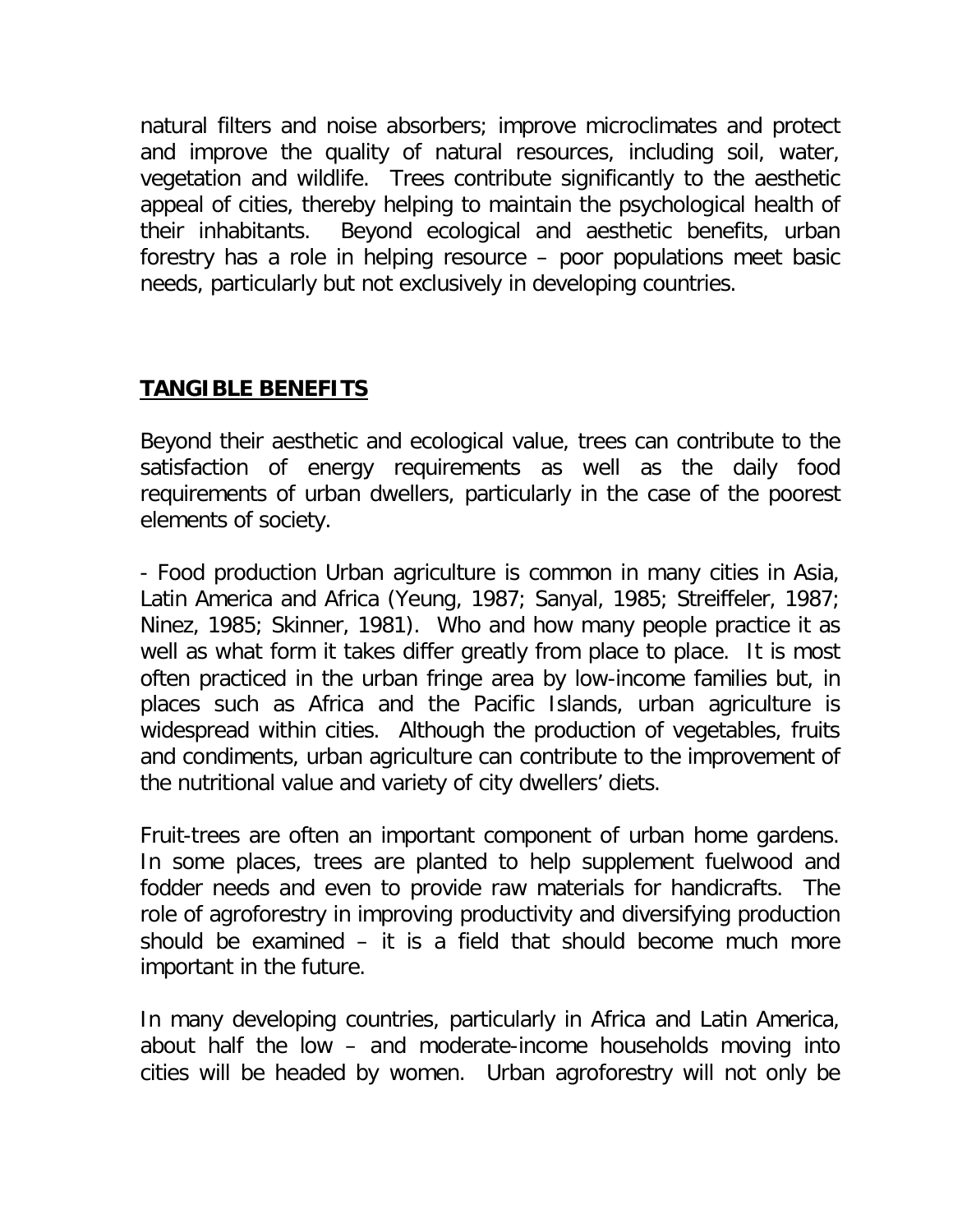natural filters and noise absorbers; improve microclimates and protect and improve the quality of natural resources, including soil, water, vegetation and wildlife. Trees contribute significantly to the aesthetic appeal of cities, thereby helping to maintain the psychological health of their inhabitants. Beyond ecological and aesthetic benefits, urban forestry has a role in helping resource – poor populations meet basic needs, particularly but not exclusively in developing countries.

## TANGIBLE BENEFITS

Beyond their aesthetic and ecological value, trees can contribute to the satisfaction of energy requirements as well as the daily food requirements of urban dwellers, particularly in the case of the poorest elements of society.

- Food production Urban agriculture is common in many cities in Asia, Latin America and Africa (Yeung, 1987; Sanyal, 1985; Streiffeler, 1987; Ninez, 1985; Skinner, 1981). Who and how many people practice it as well as what form it takes differ greatly from place to place. It is most often practiced in the urban fringe area by low-income families but, in places such as Africa and the Pacific Islands, urban agriculture is widespread within cities. Although the production of vegetables, fruits and condiments, urban agriculture can contribute to the improvement of the nutritional value and variety of city dwellers' diets.

Fruit-trees are often an important component of urban home gardens. In some places, trees are planted to help supplement fuelwood and fodder needs and even to provide raw materials for handicrafts. The role of agroforestry in improving productivity and diversifying production should be examined – it is a field that should become much more important in the future.

In many developing countries, particularly in Africa and Latin America, about half the low – and moderate-income households moving into cities will be headed by women. Urban agroforestry will not only be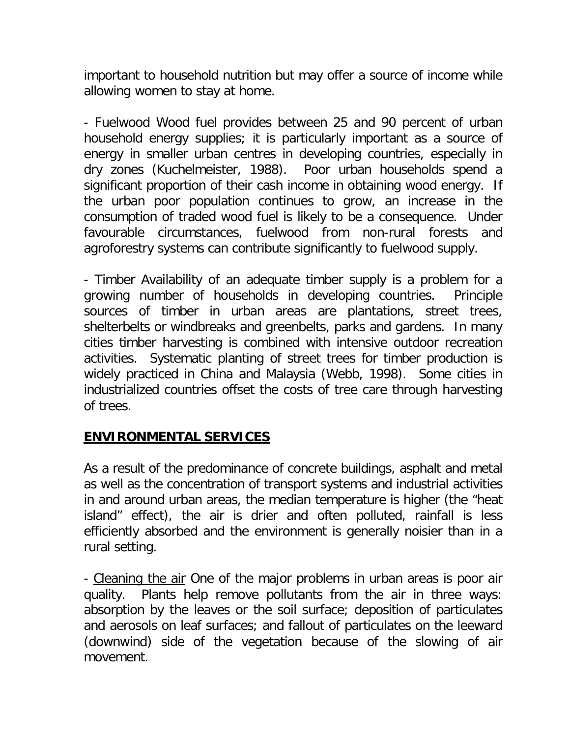important to household nutrition but may offer a source of income while allowing women to stay at home.

- Fuelwood Wood fuel provides between 25 and 90 percent of urban household energy supplies; it is particularly important as a source of energy in smaller urban centres in developing countries, especially in dry zones (Kuchelmeister, 1988). Poor urban households spend a significant proportion of their cash income in obtaining wood energy. If the urban poor population continues to grow, an increase in the consumption of traded wood fuel is likely to be a consequence. Under favourable circumstances, fuelwood from non-rural forests and agroforestry systems can contribute significantly to fuelwood supply.

- Timber Availability of an adequate timber supply is a problem for a growing number of households in developing countries. Principle sources of timber in urban areas are plantations, street trees, shelterbelts or windbreaks and greenbelts, parks and gardens. In many cities timber harvesting is combined with intensive outdoor recreation activities. Systematic planting of street trees for timber production is widely practiced in China and Malaysia (Webb, 1998). Some cities in industrialized countries offset the costs of tree care through harvesting of trees.

## **ENVIRONMENTAL SERVICES**

As a result of the predominance of concrete buildings, asphalt and metal as well as the concentration of transport systems and industrial activities in and around urban areas, the median temperature is higher (the "heat island" effect), the air is drier and often polluted, rainfall is less efficiently absorbed and the environment is generally noisier than in a rural setting.

- <u>Cleaning the air</u> One of the major problems in urban areas is poor air quality. Plants help remove pollutants from the air in three ways: absorption by the leaves or the soil surface; deposition of particulates and aerosols on leaf surfaces; and fallout of particulates on the leeward (downwind) side of the vegetation because of the slowing of air movement.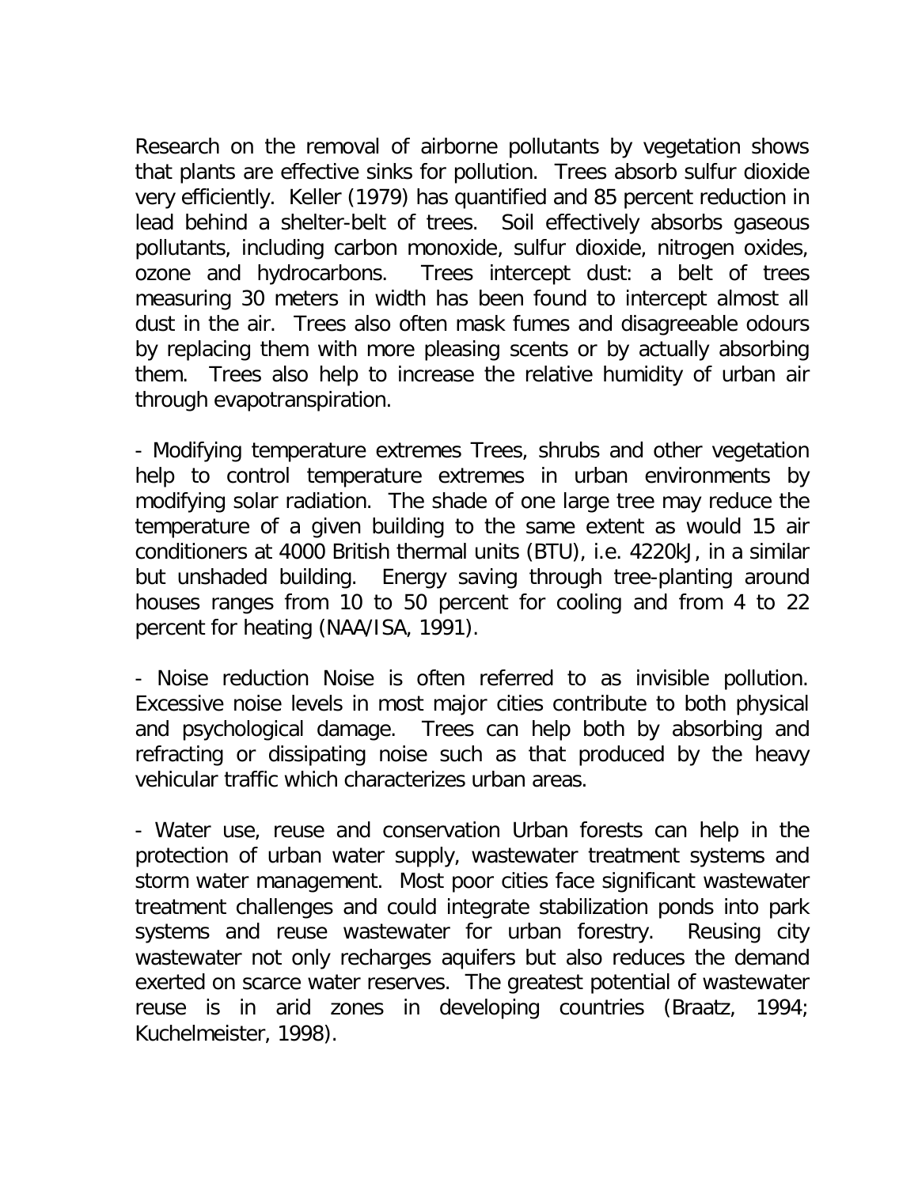Research on the removal of airborne pollutants by vegetation shows that plants are effective sinks for pollution. Trees absorb sulfur dioxide very efficiently. Keller (1979) has quantified and 85 percent reduction in lead behind a shelter-belt of trees. Soil effectively absorbs gaseous pollutants, including carbon monoxide, sulfur dioxide, nitrogen oxides, ozone and hydrocarbons. Trees intercept dust: a belt of trees measuring 30 meters in width has been found to intercept almost all dust in the air. Trees also often mask fumes and disagreeable odours by replacing them with more pleasing scents or by actually absorbing them. Trees also help to increase the relative humidity of urban air through evapotranspiration.

- Modifying temperature extremes Trees, shrubs and other vegetation help to control temperature extremes in urban environments by modifying solar radiation. The shade of one large tree may reduce the temperature of a given building to the same extent as would 15 air conditioners at 4000 British thermal units (BTU), i.e. 4220kJ, in a similar but unshaded building. Energy saving through tree-planting around houses ranges from 10 to 50 percent for cooling and from 4 to 22 percent for heating (NAA/ISA, 1991).

- Noise reduction Noise is often referred to as invisible pollution. Excessive noise levels in most major cities contribute to both physical and psychological damage. Trees can help both by absorbing and refracting or dissipating noise such as that produced by the heavy vehicular traffic which characterizes urban areas.

- Water use, reuse and conservation Urban forests can help in the protection of urban water supply, wastewater treatment systems and storm water management. Most poor cities face significant wastewater treatment challenges and could integrate stabilization ponds into park systems and reuse wastewater for urban forestry. Reusing city wastewater not only recharges aquifers but also reduces the demand exerted on scarce water reserves. The greatest potential of wastewater reuse is in arid zones in developing countries (Braatz, 1994; Kuchelmeister, 1998).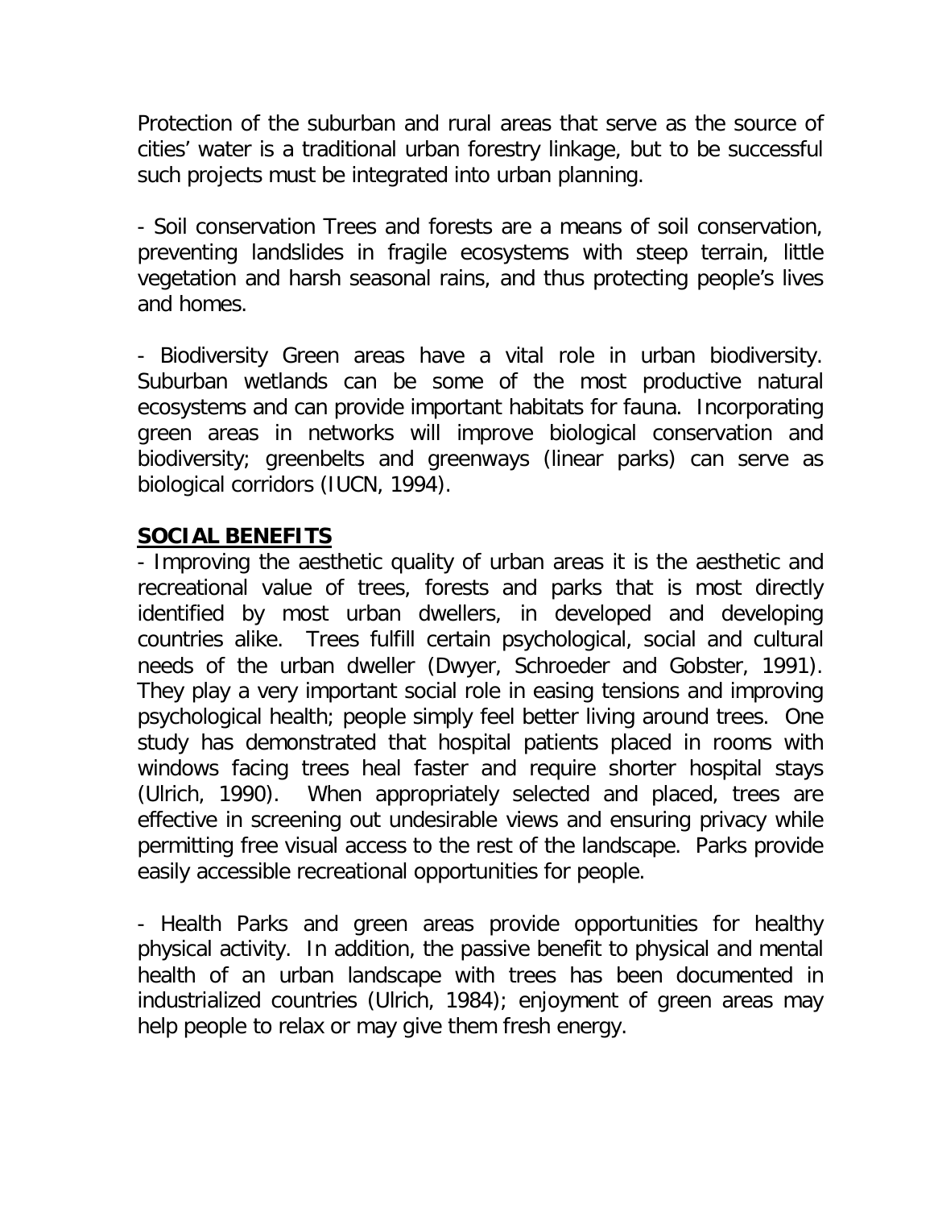Protection of the suburban and rural areas that serve as the source of cities' water is a traditional urban forestry linkage, but to be successful such projects must be integrated into urban planning.

- Soil conservation Trees and forests are a means of soil conservation, preventing landslides in fragile ecosystems with steep terrain, little vegetation and harsh seasonal rains, and thus protecting people's lives and homes.

- Biodiversity Green areas have a vital role in urban biodiversity. Suburban wetlands can be some of the most productive natural ecosystems and can provide important habitats for fauna. Incorporating green areas in networks will improve biological conservation and biodiversity; greenbelts and greenways (linear parks) can serve as biological corridors (IUCN, 1994).

## SOCIAL BENEFITS

- Improving the aesthetic quality of urban areas it is the aesthetic and recreational value of trees, forests and parks that is most directly identified by most urban dwellers, in developed and developing countries alike. Trees fulfill certain psychological, social and cultural needs of the urban dweller (Dwyer, Schroeder and Gobster, 1991). They play a very important social role in easing tensions and improving psychological health; people simply feel better living around trees. One study has demonstrated that hospital patients placed in rooms with windows facing trees heal faster and require shorter hospital stays (Ulrich, 1990). When appropriately selected and placed, trees are effective in screening out undesirable views and ensuring privacy while permitting free visual access to the rest of the landscape. Parks provide easily accessible recreational opportunities for people.

- Health Parks and green areas provide opportunities for healthy physical activity. In addition, the passive benefit to physical and mental health of an urban landscape with trees has been documented in industrialized countries (Ulrich, 1984); enjoyment of green areas may help people to relax or may give them fresh energy.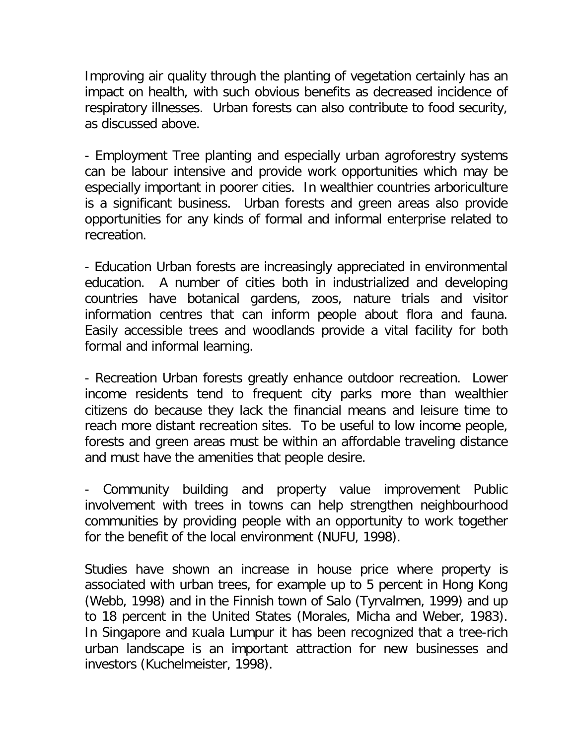Improving air quality through the planting of vegetation certainly has an impact on health, with such obvious benefits as decreased incidence of respiratory illnesses. Urban forests can also contribute to food security, as discussed above.

- Employment Tree planting and especially urban agroforestry systems can be labour intensive and provide work opportunities which may be especially important in poorer cities. In wealthier countries arboriculture is a significant business. Urban forests and green areas also provide opportunities for any kinds of formal and informal enterprise related to recreation.

- Education Urban forests are increasingly appreciated in environmental education. A number of cities both in industrialized and developing countries have botanical gardens, zoos, nature trials and visitor information centres that can inform people about flora and fauna. Easily accessible trees and woodlands provide a vital facility for both formal and informal learning.

- Recreation Urban forests greatly enhance outdoor recreation. Lower income residents tend to frequent city parks more than wealthier citizens do because they lack the financial means and leisure time to reach more distant recreation sites. To be useful to low income people, forests and green areas must be within an affordable traveling distance and must have the amenities that people desire.

- Community building and property value improvement Public involvement with trees in towns can help strengthen neighbourhood communities by providing people with an opportunity to work together for the benefit of the local environment (NUFU, 1998).

Studies have shown an increase in house price where property is associated with urban trees, for example up to 5 percent in Hong Kong (Webb, 1998) and in the Finnish town of Salo (Tyrvalmen, 1999) and up to 18 percent in the United States (Morales, Micha and Weber, 1983). In Singapore and Kuala Lumpur it has been recognized that a tree-rich urban landscape is an important attraction for new businesses and investors (Kuchelmeister, 1998).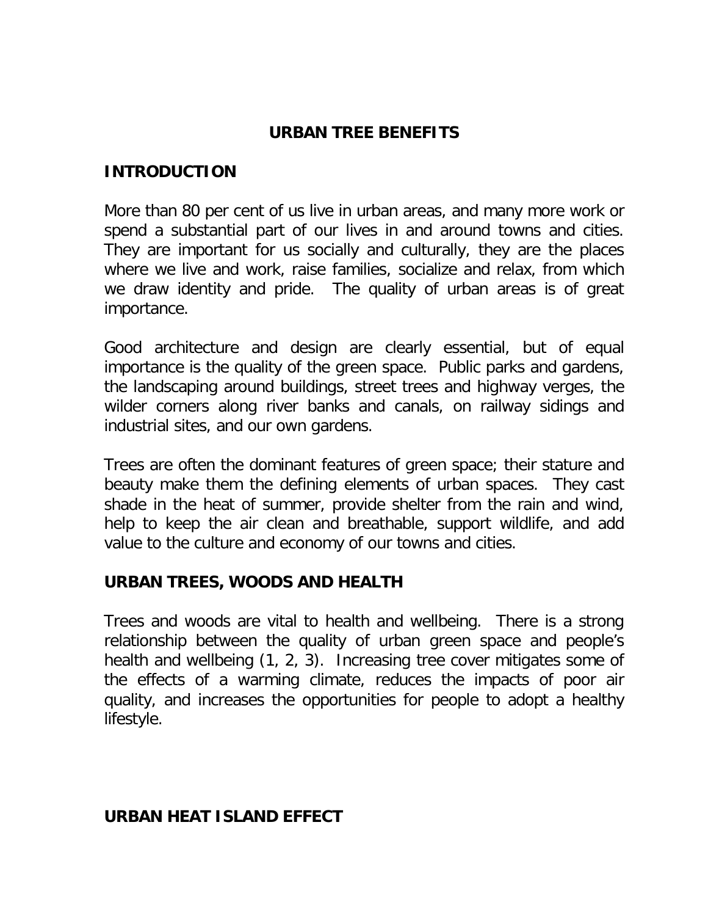# URBAN TREE BENEFITS

## INTRODUCTION

More than 80 per cent of us live in urban areas, and many more work or spend a substantial part of our lives in and around towns and cities. They are important for us socially and culturally, they are the places where we live and work, raise families, socialize and relax, from which we draw identity and pride. The quality of urban areas is of great importance.

Good architecture and design are clearly essential, but of equal importance is the quality of the green space. Public parks and gardens, the landscaping around buildings, street trees and highway verges, the wilder corners along river banks and canals, on railway sidings and industrial sites, and our own gardens.

Trees are often the dominant features of green space; their stature and beauty make them the defining elements of urban spaces. They cast shade in the heat of summer, provide shelter from the rain and wind, help to keep the air clean and breathable, support wildlife, and add value to the culture and economy of our towns and cities.

## URBAN TREES, WOODS AND HEALTH

Trees and woods are vital to health and wellbeing. There is a strong relationship between the quality of urban green space and people's health and wellbeing (1, 2, 3). Increasing tree cover mitigates some of the effects of a warming climate, reduces the impacts of poor air quality, and increases the opportunities for people to adopt a healthy lifestyle.

## URBAN HEAT ISLAND EFFECT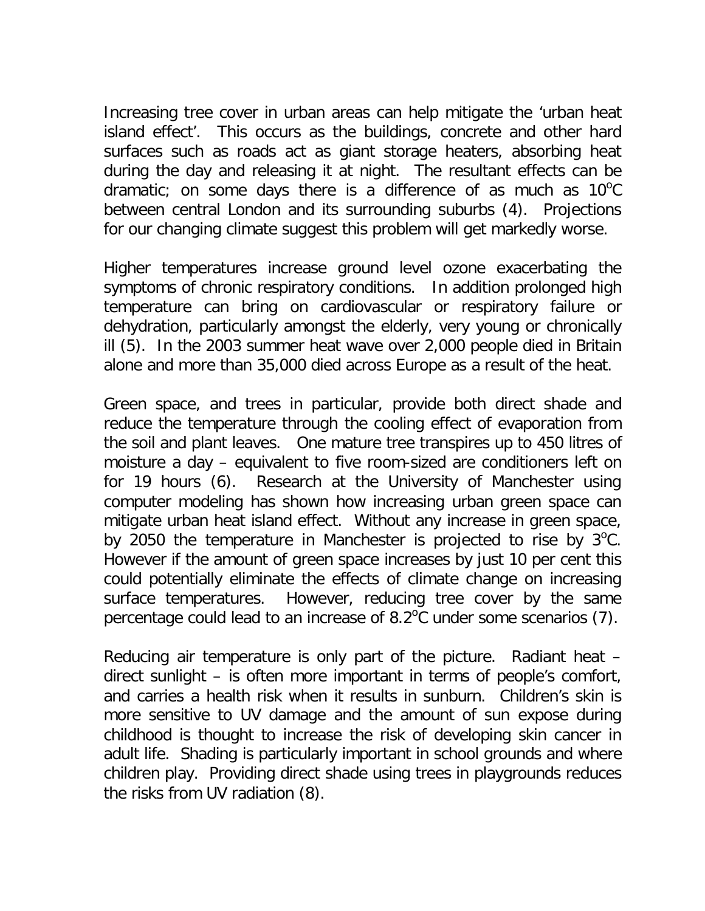Increasing tree cover in urban areas can help mitigate the 'urban heat island effect'. This occurs as the buildings, concrete and other hard surfaces such as roads act as giant storage heaters, absorbing heat during the day and releasing it at night. The resultant effects can be dramatic; on some days there is a difference of as much as 10$^{o}$C between central London and its surrounding suburbs (4). Projections for our changing climate suggest this problem will get markedly worse.

Higher temperatures increase ground level ozone exacerbating the symptoms of chronic respiratory conditions. In addition prolonged high temperature can bring on cardiovascular or respiratory failure or dehydration, particularly amongst the elderly, very young or chronically ill (5). In the 2003 summer heat wave over 2,000 people died in Britain alone and more than 35,000 died across Europe as a result of the heat.

Green space, and trees in particular, provide both direct shade and reduce the temperature through the cooling effect of evaporation from the soil and plant leaves. One mature tree transpires up to 450 litres of moisture a day – equivalent to five room-sized are conditioners left on for 19 hours (6). Research at the University of Manchester using computer modeling has shown how increasing urban green space can mitigate urban heat island effect. Without any increase in green space, by 2050 the temperature in Manchester is projected to rise by 3$^{o}$C. However if the amount of green space increases by just 10 per cent this could potentially eliminate the effects of climate change on increasing surface temperatures. However, reducing tree cover by the same percentage could lead to an increase of 8.2$^{o}$C under some scenarios (7).

Reducing air temperature is only part of the picture. Radiant heat – direct sunlight – is often more important in terms of people's comfort, and carries a health risk when it results in sunburn. Children's skin is more sensitive to UV damage and the amount of sun expose during childhood is thought to increase the risk of developing skin cancer in adult life. Shading is particularly important in school grounds and where children play. Providing direct shade using trees in playgrounds reduces the risks from UV radiation (8).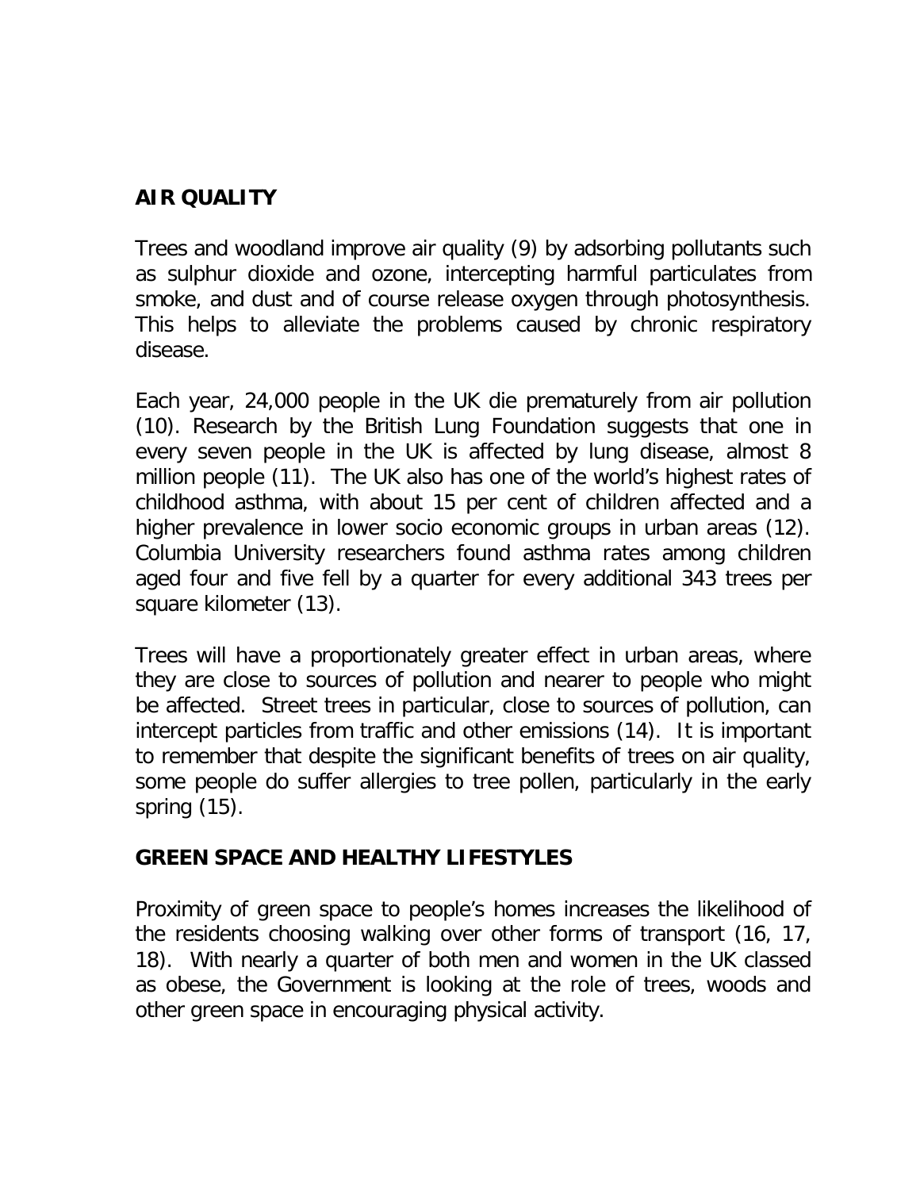## AIR QUALITY

Trees and woodland improve air quality (9) by adsorbing pollutants such as sulphur dioxide and ozone, intercepting harmful particulates from smoke, and dust and of course release oxygen through photosynthesis. This helps to alleviate the problems caused by chronic respiratory disease.

Each year, 24,000 people in the UK die prematurely from air pollution (10). Research by the British Lung Foundation suggests that one in every seven people in the UK is affected by lung disease, almost 8 million people (11). The UK also has one of the world's highest rates of childhood asthma, with about 15 per cent of children affected and a higher prevalence in lower socio economic groups in urban areas (12). Columbia University researchers found asthma rates among children aged four and five fell by a quarter for every additional 343 trees per square kilometer (13).

Trees will have a proportionately greater effect in urban areas, where they are close to sources of pollution and nearer to people who might be affected. Street trees in particular, close to sources of pollution, can intercept particles from traffic and other emissions (14). It is important to remember that despite the significant benefits of trees on air quality, some people do suffer allergies to tree pollen, particularly in the early spring (15).

## GREEN SPACE AND HEALTHY LIFESTYLES

Proximity of green space to people's homes increases the likelihood of the residents choosing walking over other forms of transport (16, 17, 18). With nearly a quarter of both men and women in the UK classed as obese, the Government is looking at the role of trees, woods and other green space in encouraging physical activity.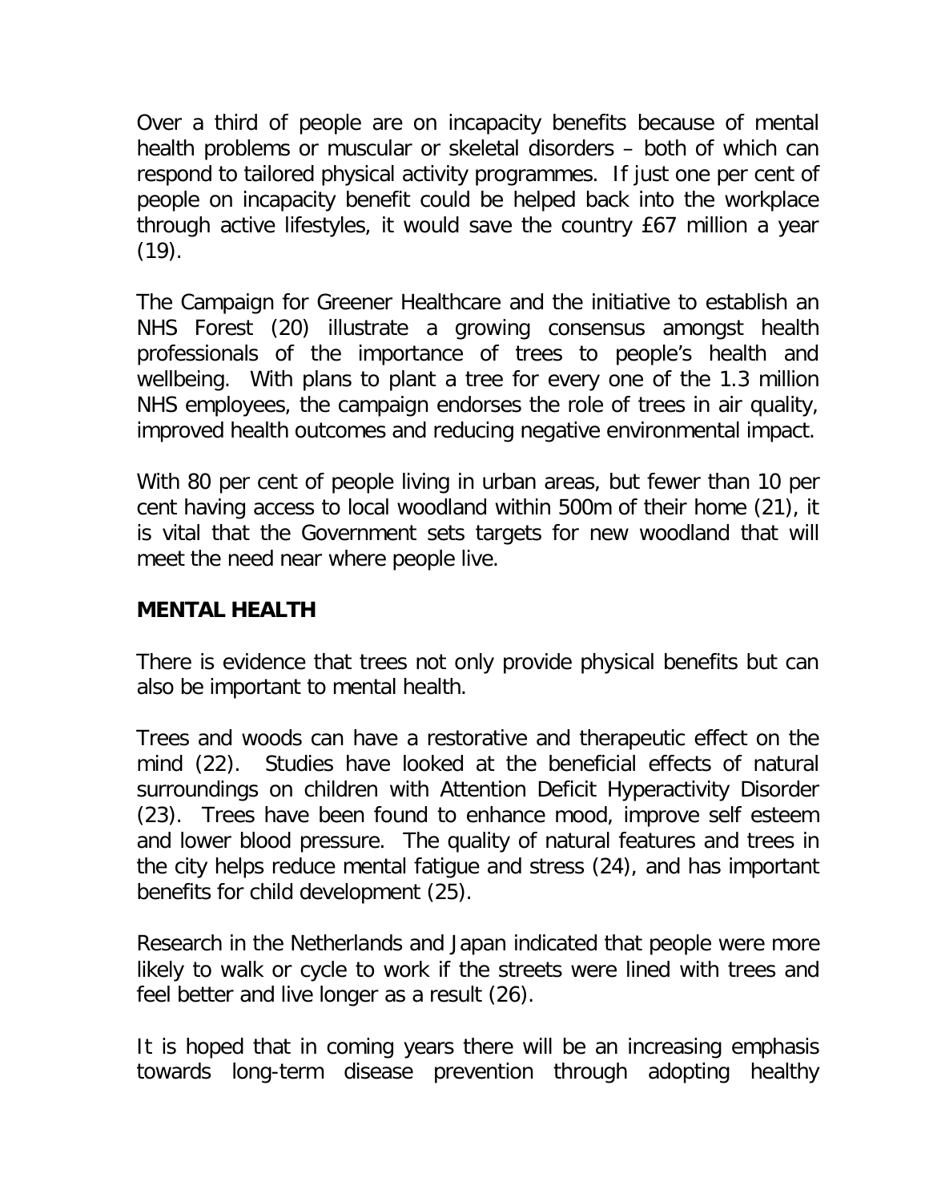Over a third of people are on incapacity benefits because of mental health problems or muscular or skeletal disorders – both of which can respond to tailored physical activity programmes. If just one per cent of people on incapacity benefit could be helped back into the workplace through active lifestyles, it would save the country £67 million a year (19).

The Campaign for Greener Healthcare and the initiative to establish an NHS Forest (20) illustrate a growing consensus amongst health professionals of the importance of trees to people's health and wellbeing. With plans to plant a tree for every one of the 1.3 million NHS employees, the campaign endorses the role of trees in air quality, improved health outcomes and reducing negative environmental impact.

With 80 per cent of people living in urban areas, but fewer than 10 per cent having access to local woodland within 500m of their home (21), it is vital that the Government sets targets for new woodland that will meet the need near where people live.

## MENTAL HEALTH

There is evidence that trees not only provide physical benefits but can also be important to mental health.

Trees and woods can have a restorative and therapeutic effect on the mind (22). Studies have looked at the beneficial effects of natural surroundings on children with Attention Deficit Hyperactivity Disorder (23). Trees have been found to enhance mood, improve self esteem and lower blood pressure. The quality of natural features and trees in the city helps reduce mental fatigue and stress (24), and has important benefits for child development (25).

Research in the Netherlands and Japan indicated that people were more likely to walk or cycle to work if the streets were lined with trees and feel better and live longer as a result (26).

It is hoped that in coming years there will be an increasing emphasis towards long-term disease prevention through adopting healthy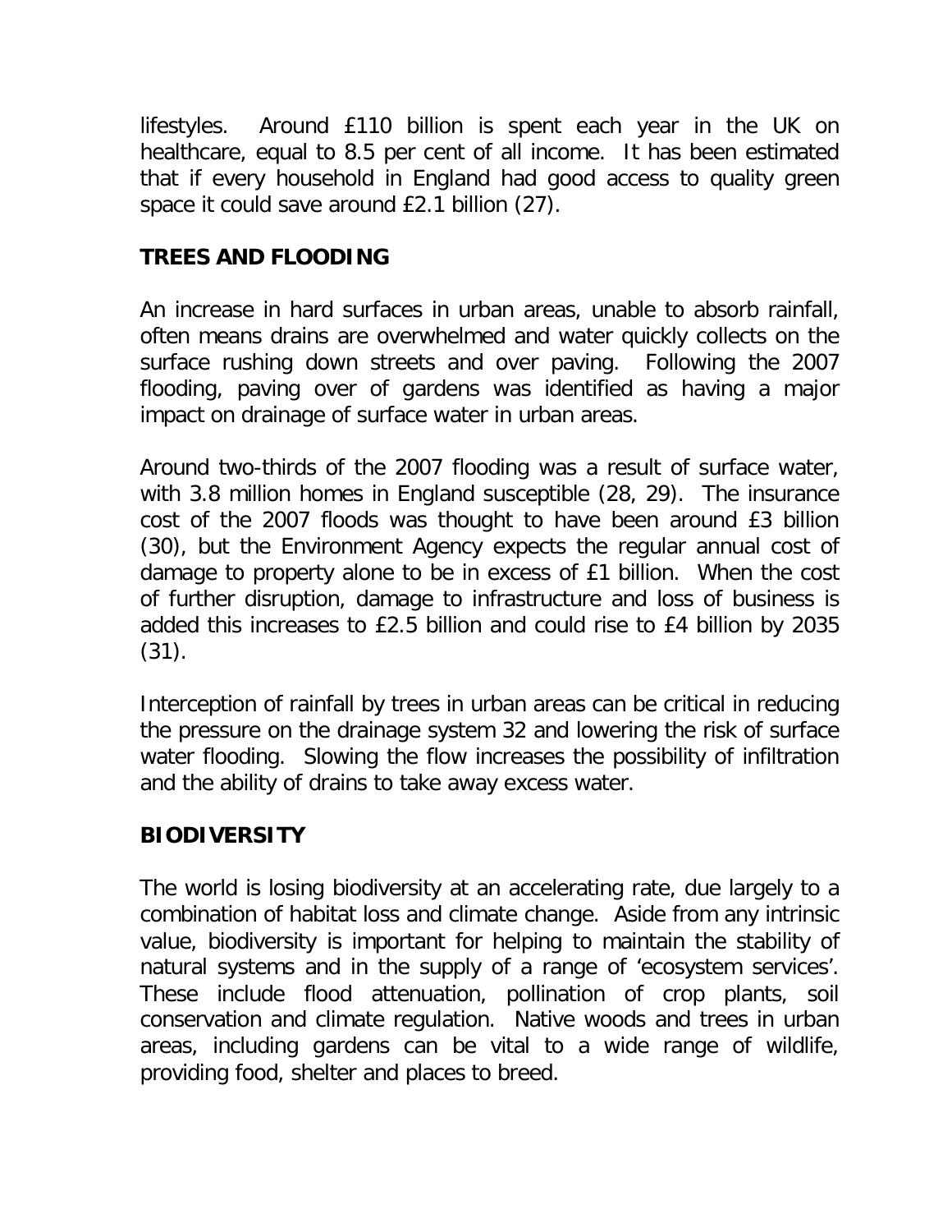lifestyles. Around £110 billion is spent each year in the UK on healthcare, equal to 8.5 per cent of all income. It has been estimated that if every household in England had good access to quality green space it could save around £2.1 billion (27).

## TREES AND FLOODING

An increase in hard surfaces in urban areas, unable to absorb rainfall, often means drains are overwhelmed and water quickly collects on the surface rushing down streets and over paving. Following the 2007 flooding, paving over of gardens was identified as having a major impact on drainage of surface water in urban areas.

Around two-thirds of the 2007 flooding was a result of surface water, with 3.8 million homes in England susceptible (28, 29). The insurance cost of the 2007 floods was thought to have been around £3 billion (30), but the Environment Agency expects the regular annual cost of damage to property alone to be in excess of £1 billion. When the cost of further disruption, damage to infrastructure and loss of business is added this increases to £2.5 billion and could rise to £4 billion by 2035 (31).

Interception of rainfall by trees in urban areas can be critical in reducing the pressure on the drainage system 32 and lowering the risk of surface water flooding. Slowing the flow increases the possibility of infiltration and the ability of drains to take away excess water.

## BIODIVERSITY

The world is losing biodiversity at an accelerating rate, due largely to a combination of habitat loss and climate change. Aside from any intrinsic value, biodiversity is important for helping to maintain the stability of natural systems and in the supply of a range of 'ecosystem services'. These include flood attenuation, pollination of crop plants, soil conservation and climate regulation. Native woods and trees in urban areas, including gardens can be vital to a wide range of wildlife, providing food, shelter and places to breed.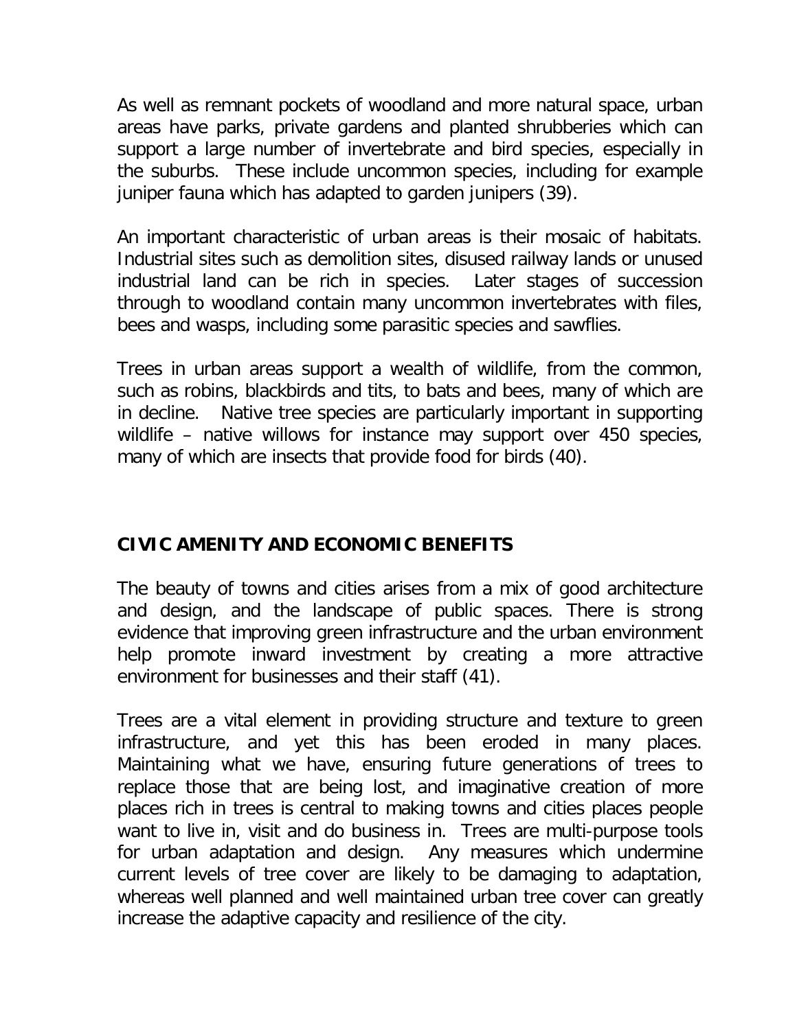As well as remnant pockets of woodland and more natural space, urban areas have parks, private gardens and planted shrubberies which can support a large number of invertebrate and bird species, especially in the suburbs. These include uncommon species, including for example juniper fauna which has adapted to garden junipers (39).

An important characteristic of urban areas is their mosaic of habitats. Industrial sites such as demolition sites, disused railway lands or unused industrial land can be rich in species. Later stages of succession through to woodland contain many uncommon invertebrates with files, bees and wasps, including some parasitic species and sawflies.

Trees in urban areas support a wealth of wildlife, from the common, such as robins, blackbirds and tits, to bats and bees, many of which are in decline. Native tree species are particularly important in supporting wildlife – native willows for instance may support over 450 species, many of which are insects that provide food for birds (40).

## CIVIC AMENITY AND ECONOMIC BENEFITS

The beauty of towns and cities arises from a mix of good architecture and design, and the landscape of public spaces. There is strong evidence that improving green infrastructure and the urban environment help promote inward investment by creating a more attractive environment for businesses and their staff (41).

Trees are a vital element in providing structure and texture to green infrastructure, and yet this has been eroded in many places. Maintaining what we have, ensuring future generations of trees to replace those that are being lost, and imaginative creation of more places rich in trees is central to making towns and cities places people want to live in, visit and do business in. Trees are multi-purpose tools for urban adaptation and design. Any measures which undermine current levels of tree cover are likely to be damaging to adaptation, whereas well planned and well maintained urban tree cover can greatly increase the adaptive capacity and resilience of the city.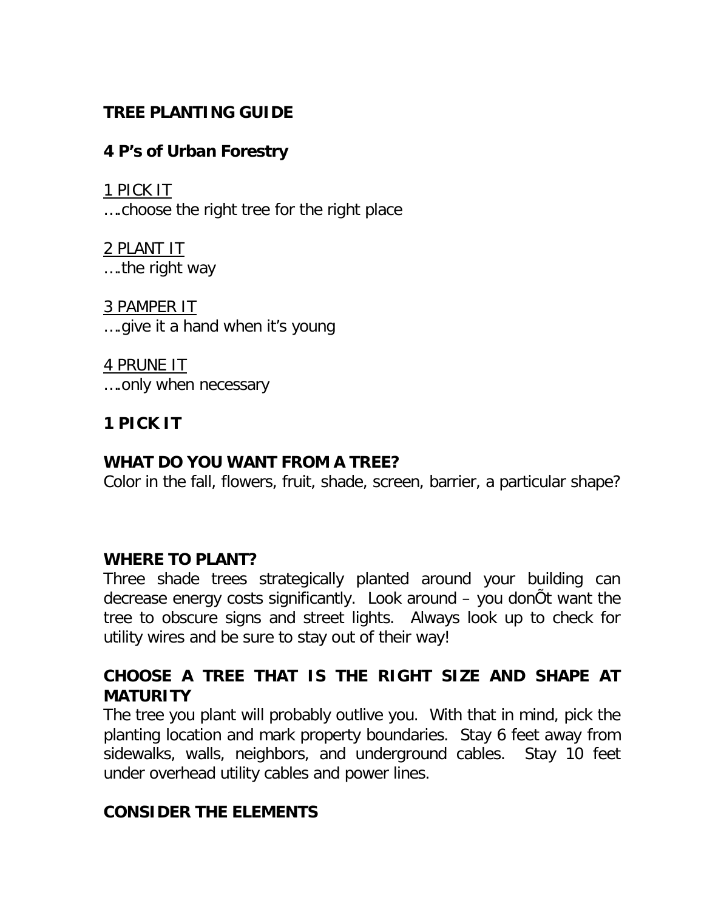**TREE PLANTING GUIDE**

**4 P's of Urban Forestry**

<u>1 PICK IT</u>
….choose the right tree for the right place

<u>2 PLANT IT</u>
….the right way

<u>3 PAMPER IT</u>
….give it a hand when it's young

<u>4 PRUNE IT</u>
….only when necessary

**1 PICK IT**

**WHAT DO YOU WANT FROM A TREE?**
Color in the fall, flowers, fruit, shade, screen, barrier, a particular shape?

**WHERE TO PLANT?**
Three shade trees strategically planted around your building can decrease energy costs significantly. Look around – you donÕt want the tree to obscure signs and street lights. Always look up to check for utility wires and be sure to stay out of their way!

**CHOOSE A TREE THAT IS THE RIGHT SIZE AND SHAPE AT MATURITY**
The tree you plant will probably outlive you. With that in mind, pick the planting location and mark property boundaries. Stay 6 feet away from sidewalks, walls, neighbors, and underground cables. Stay 10 feet under overhead utility cables and power lines.

**CONSIDER THE ELEMENTS**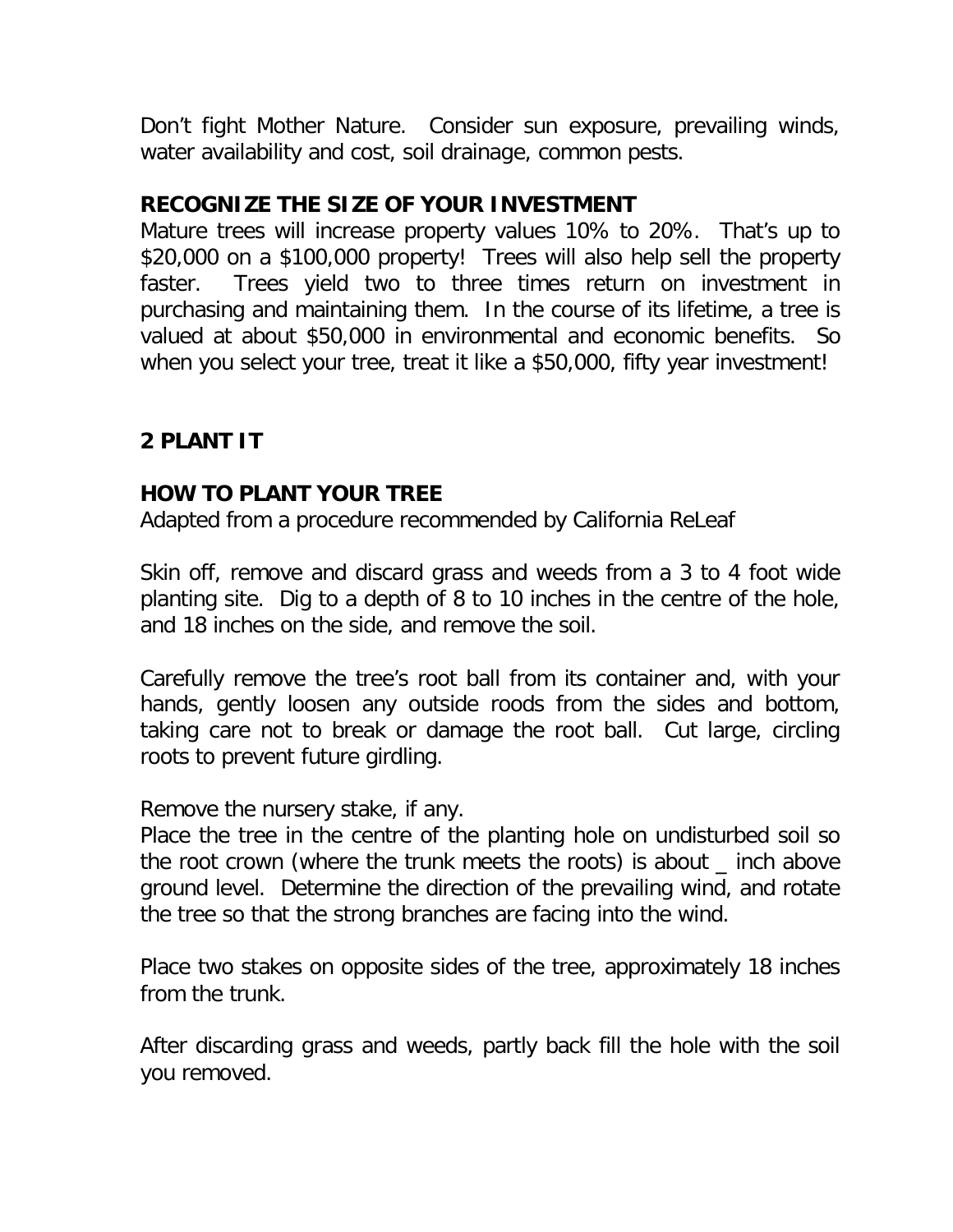Don't fight Mother Nature. Consider sun exposure, prevailing winds, water availability and cost, soil drainage, common pests.

**RECOGNIZE THE SIZE OF YOUR INVESTMENT**

Mature trees will increase property values 10% to 20%. That's up to $20,000 on a $100,000 property! Trees will also help sell the property faster. Trees yield two to three times return on investment in purchasing and maintaining them. In the course of its lifetime, a tree is valued at about $50,000 in environmental and economic benefits. So when you select your tree, treat it like a $50,000, fifty year investment!

## 2 PLANT IT

### HOW TO PLANT YOUR TREE

Adapted from a procedure recommended by California ReLeaf

Skin off, remove and discard grass and weeds from a 3 to 4 foot wide planting site. Dig to a depth of 8 to 10 inches in the centre of the hole, and 18 inches on the side, and remove the soil.

Carefully remove the tree's root ball from its container and, with your hands, gently loosen any outside roods from the sides and bottom, taking care not to break or damage the root ball. Cut large, circling roots to prevent future girdling.

Remove the nursery stake, if any.

Place the tree in the centre of the planting hole on undisturbed soil so the root crown (where the trunk meets the roots) is about _ inch above ground level. Determine the direction of the prevailing wind, and rotate the tree so that the strong branches are facing into the wind.

Place two stakes on opposite sides of the tree, approximately 18 inches from the trunk.

After discarding grass and weeds, partly back fill the hole with the soil you removed.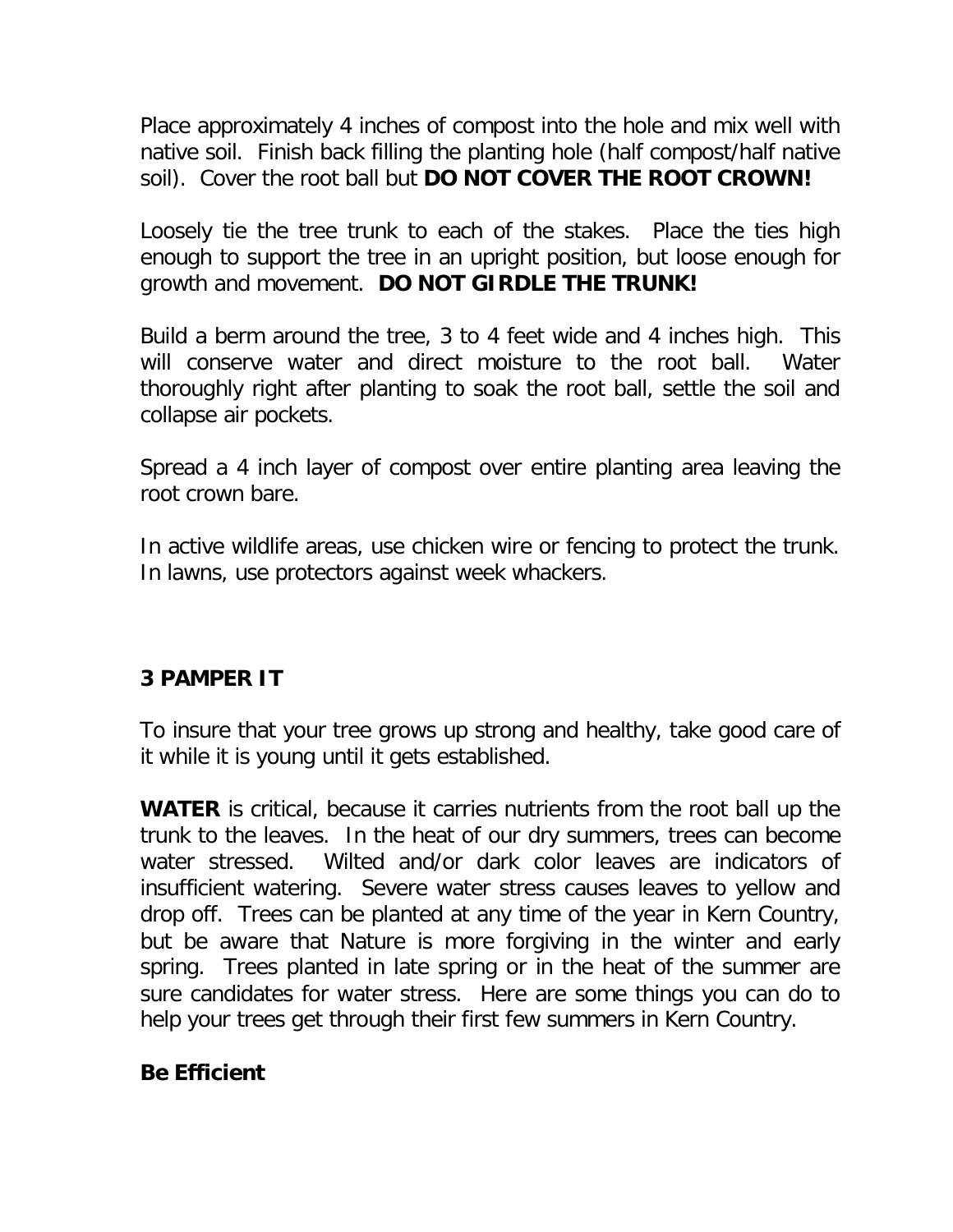Place approximately 4 inches of compost into the hole and mix well with native soil. Finish back filling the planting hole (half compost/half native soil). Cover the root ball but **DO NOT COVER THE ROOT CROWN!**

Loosely tie the tree trunk to each of the stakes. Place the ties high enough to support the tree in an upright position, but loose enough for growth and movement. **DO NOT GIRDLE THE TRUNK!**

Build a berm around the tree, 3 to 4 feet wide and 4 inches high. This will conserve water and direct moisture to the root ball. Water thoroughly right after planting to soak the root ball, settle the soil and collapse air pockets.

Spread a 4 inch layer of compost over entire planting area leaving the root crown bare.

In active wildlife areas, use chicken wire or fencing to protect the trunk. In lawns, use protectors against week whackers.

## 3 PAMPER IT

To insure that your tree grows up strong and healthy, take good care of it while it is young until it gets established.

**WATER** is critical, because it carries nutrients from the root ball up the trunk to the leaves. In the heat of our dry summers, trees can become water stressed. Wilted and/or dark color leaves are indicators of insufficient watering. Severe water stress causes leaves to yellow and drop off. Trees can be planted at any time of the year in Kern Country, but be aware that Nature is more forgiving in the winter and early spring. Trees planted in late spring or in the heat of the summer are sure candidates for water stress. Here are some things you can do to help your trees get through their first few summers in Kern Country.

### Be Efficient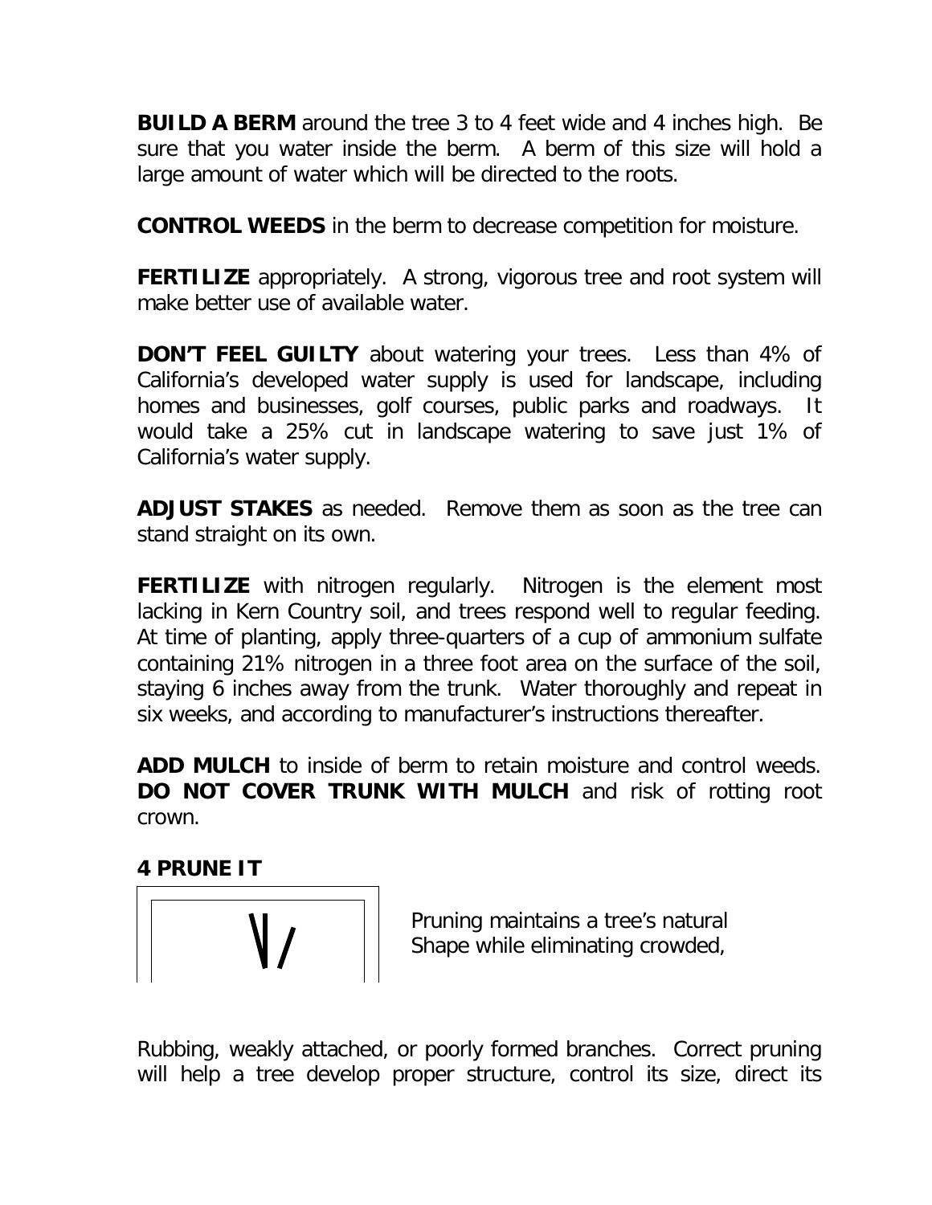**BUILD A BERM** around the tree 3 to 4 feet wide and 4 inches high. Be sure that you water inside the berm. A berm of this size will hold a large amount of water which will be directed to the roots.

**CONTROL WEEDS** in the berm to decrease competition for moisture.

**FERTILIZE** appropriately. A strong, vigorous tree and root system will make better use of available water.

**DON'T FEEL GUILTY** about watering your trees. Less than 4% of California's developed water supply is used for landscape, including homes and businesses, golf courses, public parks and roadways. It would take a 25% cut in landscape watering to save just 1% of California's water supply.

**ADJUST STAKES** as needed. Remove them as soon as the tree can stand straight on its own.

**FERTILIZE** with nitrogen regularly. Nitrogen is the element most lacking in Kern Country soil, and trees respond well to regular feeding. At time of planting, apply three-quarters of a cup of ammonium sulfate containing 21% nitrogen in a three foot area on the surface of the soil, staying 6 inches away from the trunk. Water thoroughly and repeat in six weeks, and according to manufacturer's instructions thereafter.

**ADD MULCH** to inside of berm to retain moisture and control weeds. **DO NOT COVER TRUNK WITH MULCH** and risk of rotting root crown.

**4 PRUNE IT**

Pruning maintains a tree's natural Shape while eliminating crowded,

Rubbing, weakly attached, or poorly formed branches. Correct pruning will help a tree develop proper structure, control its size, direct its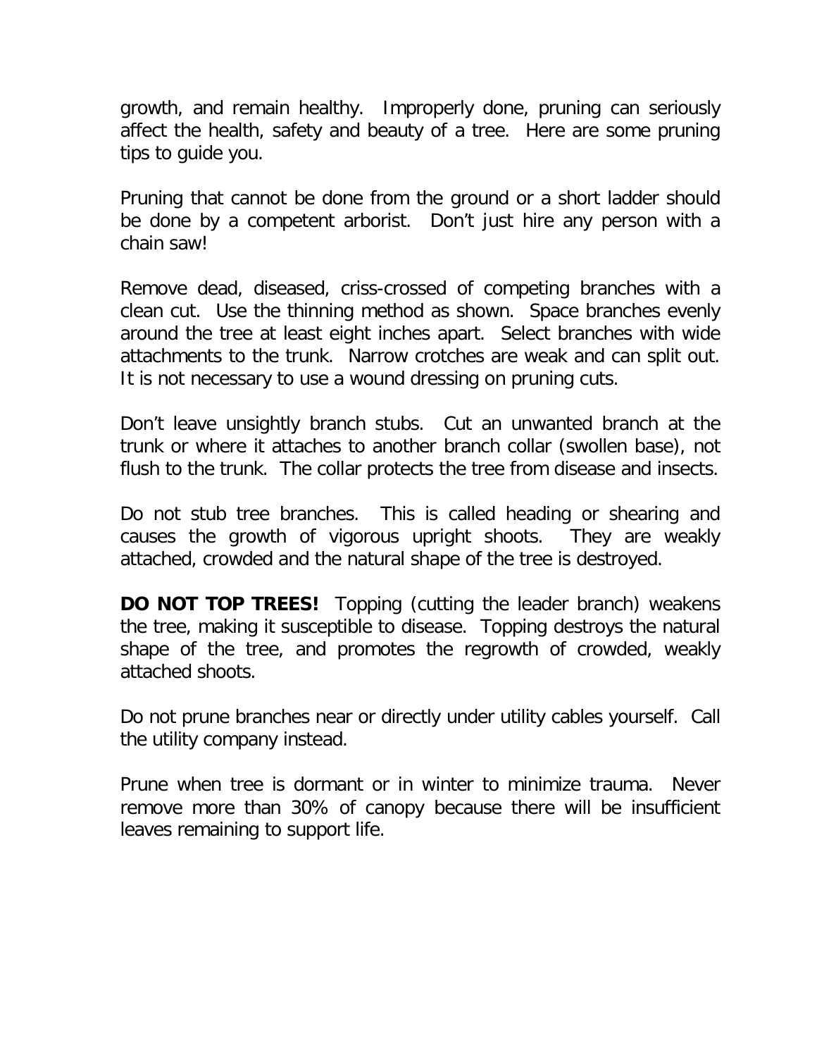growth, and remain healthy. Improperly done, pruning can seriously affect the health, safety and beauty of a tree. Here are some pruning tips to guide you.

Pruning that cannot be done from the ground or a short ladder should be done by a competent arborist. Don't just hire any person with a chain saw!

Remove dead, diseased, criss-crossed of competing branches with a clean cut. Use the thinning method as shown. Space branches evenly around the tree at least eight inches apart. Select branches with wide attachments to the trunk. Narrow crotches are weak and can split out. It is not necessary to use a wound dressing on pruning cuts.

Don't leave unsightly branch stubs. Cut an unwanted branch at the trunk or where it attaches to another branch collar (swollen base), not flush to the trunk. The collar protects the tree from disease and insects.

Do not stub tree branches. This is called heading or shearing and causes the growth of vigorous upright shoots. They are weakly attached, crowded and the natural shape of the tree is destroyed.

**DO NOT TOP TREES!** Topping (cutting the leader branch) weakens the tree, making it susceptible to disease. Topping destroys the natural shape of the tree, and promotes the regrowth of crowded, weakly attached shoots.

Do not prune branches near or directly under utility cables yourself. Call the utility company instead.

Prune when tree is dormant or in winter to minimize trauma. Never remove more than 30% of canopy because there will be insufficient leaves remaining to support life.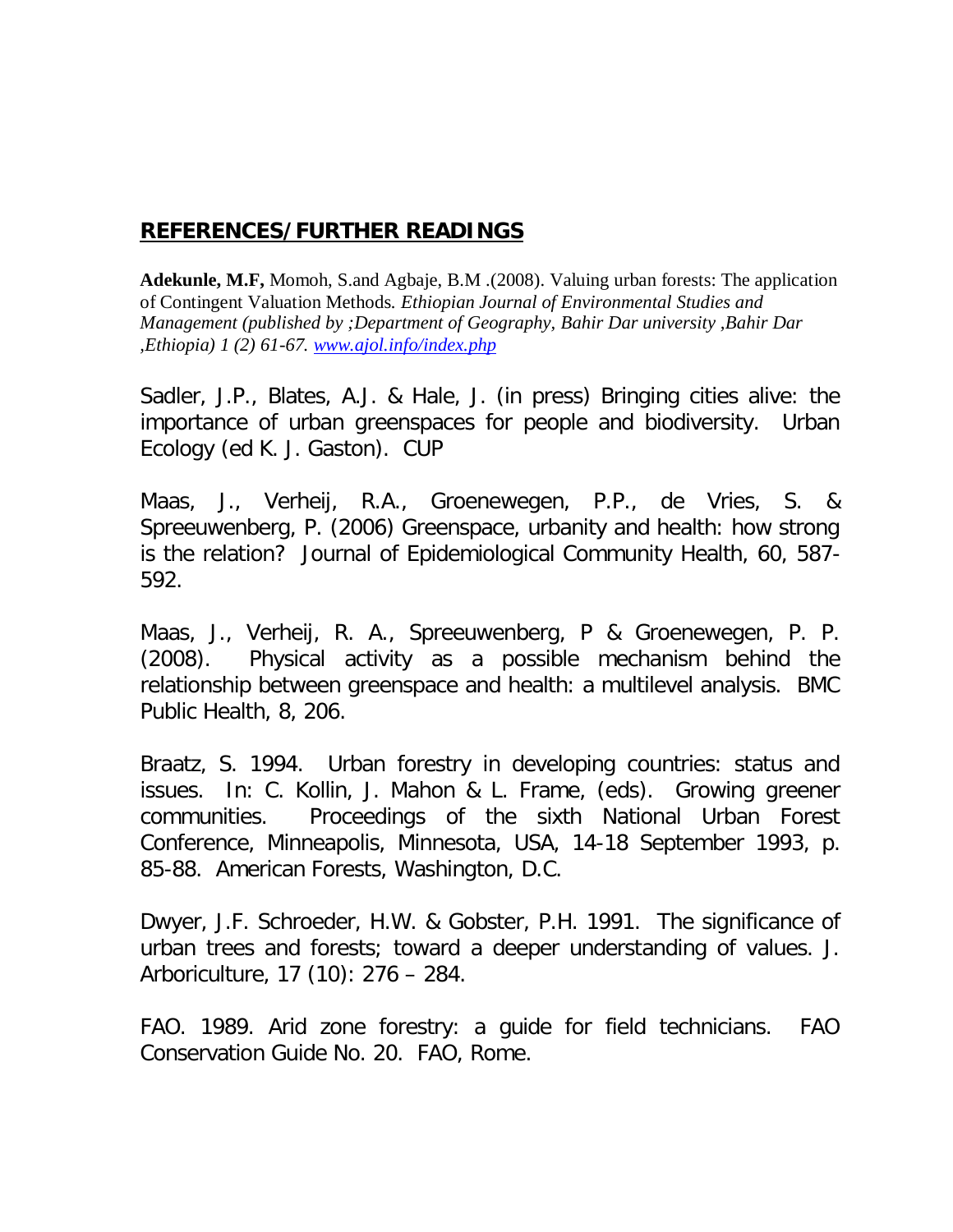## REFERENCES/FURTHER READINGS

**Adekunle, M.F,** Momoh, S.and Agbaje, B.M .(2008). Valuing urban forests: The application of Contingent Valuation Methods. *Ethiopian Journal of Environmental Studies and Management (published by ;Department of Geography, Bahir Dar university ,Bahir Dar ,Ethiopia) 1 (2) 61-67. www.ajol.info/index.php*

Sadler, J.P., Blates, A.J. & Hale, J. (in press) Bringing cities alive: the importance of urban greenspaces for people and biodiversity. Urban Ecology (ed K. J. Gaston). CUP

Maas, J., Verheij, R.A., Groenewegen, P.P., de Vries, S. & Spreeuwenberg, P. (2006) Greenspace, urbanity and health: how strong is the relation? Journal of Epidemiological Community Health, 60, 587-592.

Maas, J., Verheij, R. A., Spreeuwenberg, P & Groenewegen, P. P. (2008). Physical activity as a possible mechanism behind the relationship between greenspace and health: a multilevel analysis. BMC Public Health, 8, 206.

Braatz, S. 1994. Urban forestry in developing countries: status and issues. In: C. Kollin, J. Mahon & L. Frame, (eds). Growing greener communities. Proceedings of the sixth National Urban Forest Conference, Minneapolis, Minnesota, USA, 14-18 September 1993, p. 85-88. American Forests, Washington, D.C.

Dwyer, J.F. Schroeder, H.W. & Gobster, P.H. 1991. The significance of urban trees and forests; toward a deeper understanding of values. J. Arboriculture, 17 (10): 276 – 284.

FAO. 1989. Arid zone forestry: a guide for field technicians. FAO Conservation Guide No. 20. FAO, Rome.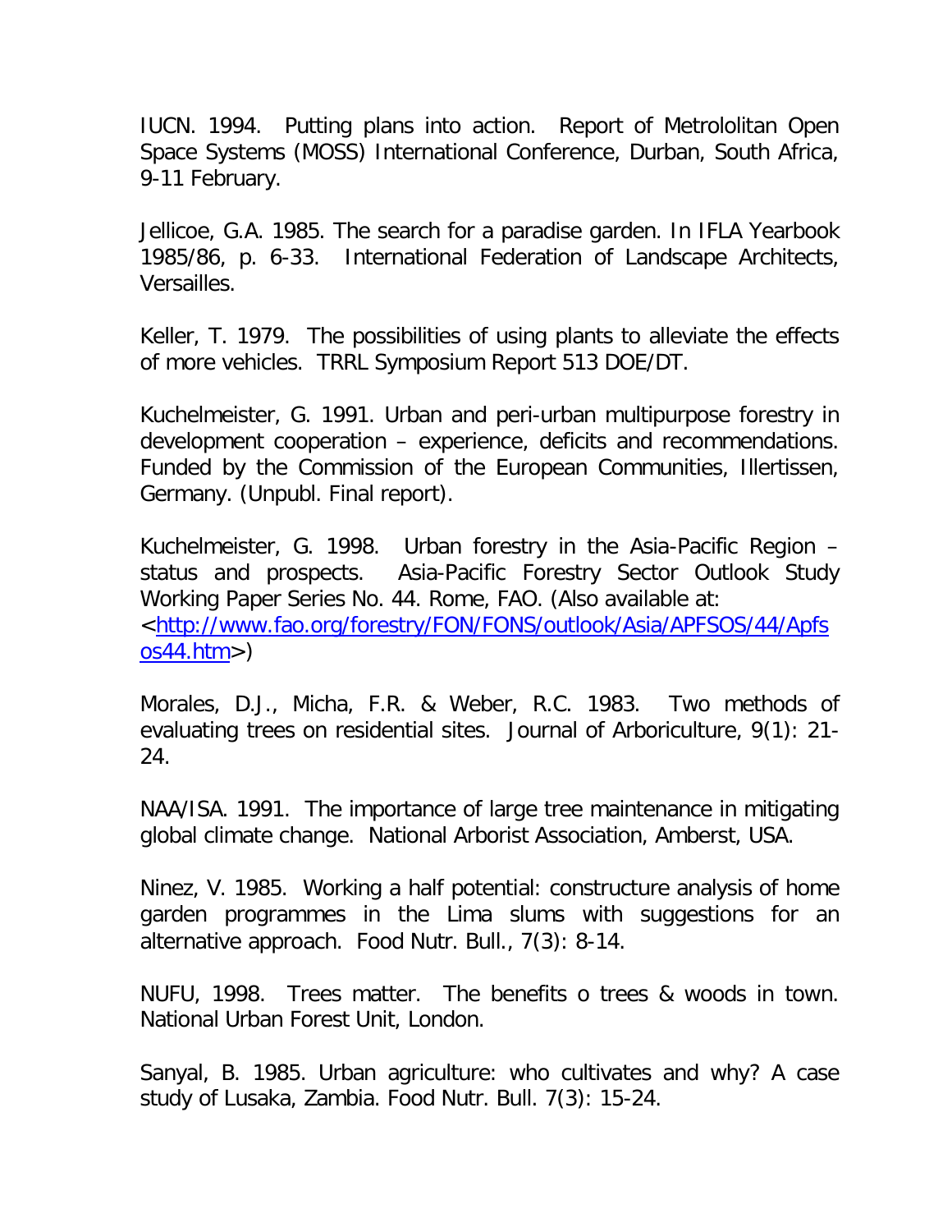IUCN. 1994. Putting plans into action. Report of Metrololitan Open Space Systems (MOSS) International Conference, Durban, South Africa, 9-11 February.

Jellicoe, G.A. 1985. The search for a paradise garden. In IFLA Yearbook 1985/86, p. 6-33. International Federation of Landscape Architects, Versailles.

Keller, T. 1979. The possibilities of using plants to alleviate the effects of more vehicles. TRRL Symposium Report 513 DOE/DT.

Kuchelmeister, G. 1991. Urban and peri-urban multipurpose forestry in development cooperation – experience, deficits and recommendations. Funded by the Commission of the European Communities, Illertissen, Germany. (Unpubl. Final report).

Kuchelmeister, G. 1998. Urban forestry in the Asia-Pacific Region – status and prospects. Asia-Pacific Forestry Sector Outlook Study Working Paper Series No. 44. Rome, FAO. (Also available at: <http://www.fao.org/forestry/FON/FONS/outlook/Asia/APFSOS/44/Apfsos44.htm>)

Morales, D.J., Micha, F.R. & Weber, R.C. 1983. Two methods of evaluating trees on residential sites. Journal of Arboriculture, 9(1): 21-24.

NAA/ISA. 1991. The importance of large tree maintenance in mitigating global climate change. National Arborist Association, Amberst, USA.

Ninez, V. 1985. Working a half potential: constructure analysis of home garden programmes in the Lima slums with suggestions for an alternative approach. Food Nutr. Bull., 7(3): 8-14.

NUFU, 1998. Trees matter. The benefits o trees & woods in town. National Urban Forest Unit, London.

Sanyal, B. 1985. Urban agriculture: who cultivates and why? A case study of Lusaka, Zambia. Food Nutr. Bull. 7(3): 15-24.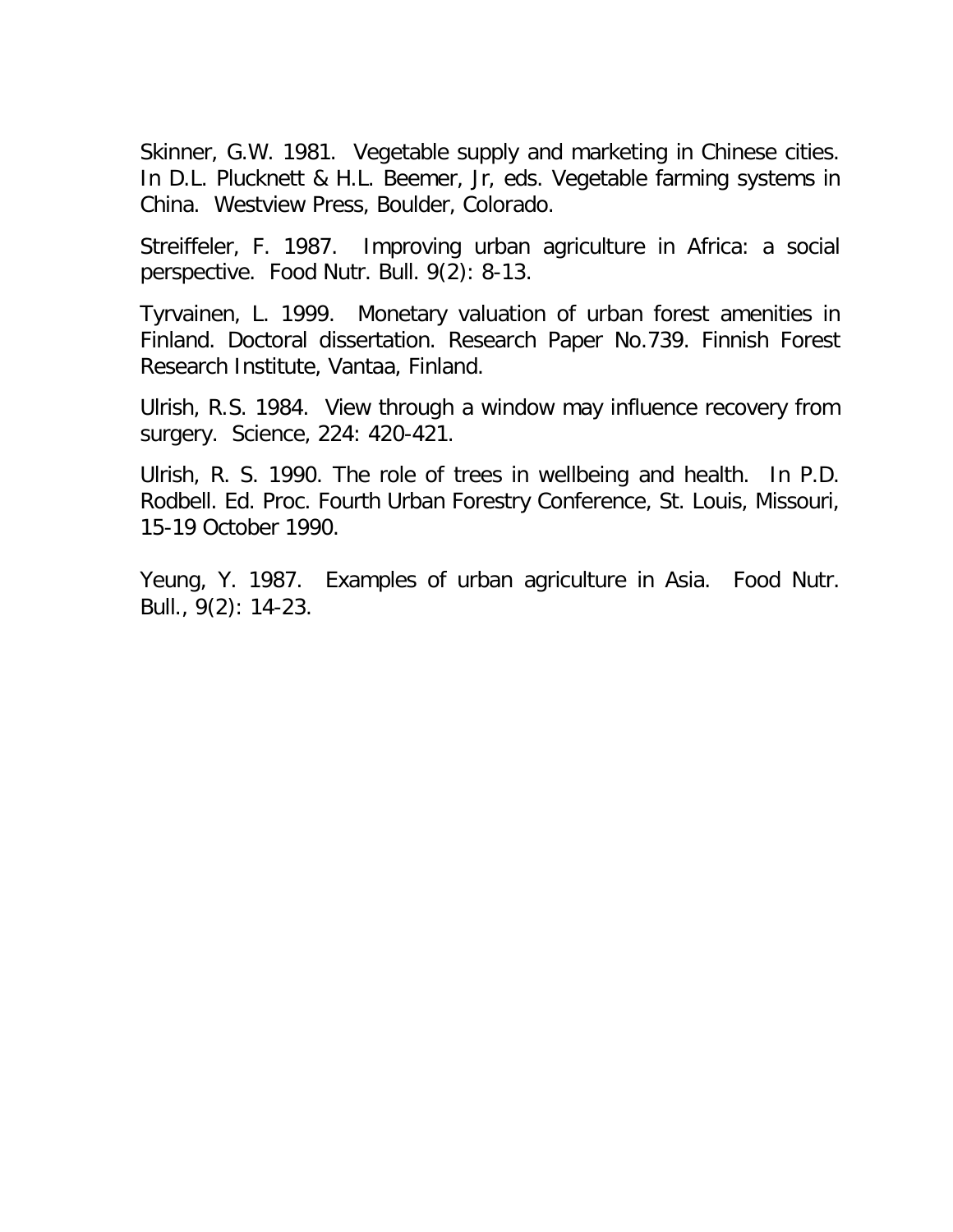Skinner, G.W. 1981. Vegetable supply and marketing in Chinese cities. In D.L. Plucknett & H.L. Beemer, Jr, eds. Vegetable farming systems in China. Westview Press, Boulder, Colorado.

Streiffeler, F. 1987. Improving urban agriculture in Africa: a social perspective. Food Nutr. Bull. 9(2): 8-13.

Tyrvainen, L. 1999. Monetary valuation of urban forest amenities in Finland. Doctoral dissertation. Research Paper No.739. Finnish Forest Research Institute, Vantaa, Finland.

Ulrish, R.S. 1984. View through a window may influence recovery from surgery. Science, 224: 420-421.

Ulrish, R. S. 1990. The role of trees in wellbeing and health. In P.D. Rodbell. Ed. Proc. Fourth Urban Forestry Conference, St. Louis, Missouri, 15-19 October 1990.

Yeung, Y. 1987. Examples of urban agriculture in Asia. Food Nutr. Bull., 9(2): 14-23.